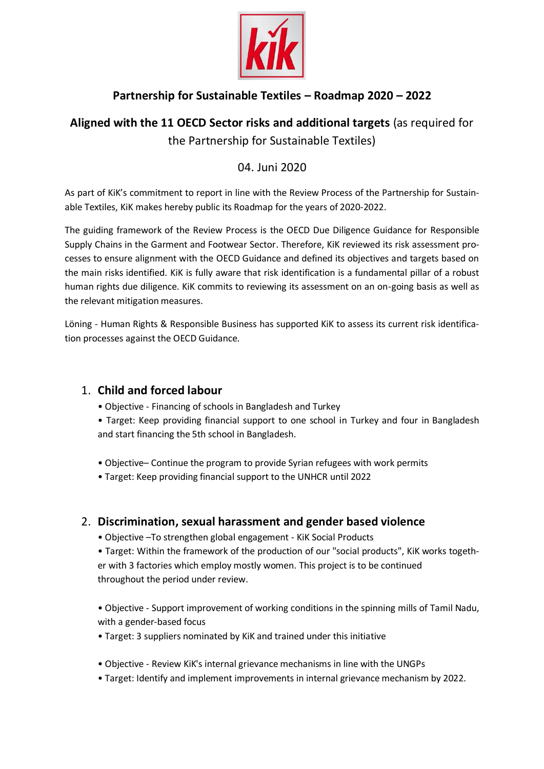## Partnership for Sustainable Textiles – Roadmap 2020 – 2022

**Aligned with the 11 OECD Sector risks and additional targets** (as required for the Partnership for Sustainable Textiles)

04. Juni 2020

As part of KiK's commitment to report in line with the Review Process of the Partnership for Sustainable Textiles, KiK makes hereby public its Roadmap for the years of 2020-2022.

The guiding framework of the Review Process is the OECD Due Diligence Guidance for Responsible Supply Chains in the Garment and Footwear Sector. Therefore, KiK reviewed its risk assessment processes to ensure alignment with the OECD Guidance and defined its objectives and targets based on the main risks identified. KiK is fully aware that risk identification is a fundamental pillar of a robust human rights due diligence. KiK commits to reviewing its assessment on an on-going basis as well as the relevant mitigation measures.

Löning - Human Rights & Responsible Business has supported KiK to assess its current risk identification processes against the OECD Guidance.

### 1. Child and forced labour

- Objective - Financing of schools in Bangladesh and Turkey
- Target: Keep providing financial support to one school in Turkey and four in Bangladesh and start financing the 5th school in Bangladesh.

- Objective– Continue the program to provide Syrian refugees with work permits
- Target: Keep providing financial support to the UNHCR until 2022

### 2. Discrimination, sexual harassment and gender based violence

- Objective –To strengthen global engagement - KiK Social Products
- Target: Within the framework of the production of our "social products", KiK works together with 3 factories which employ mostly women. This project is to be continued throughout the period under review.

- Objective - Support improvement of working conditions in the spinning mills of Tamil Nadu, with a gender-based focus
- Target: 3 suppliers nominated by KiK and trained under this initiative

- Objective - Review KiK's internal grievance mechanisms in line with the UNGPs
- Target: Identify and implement improvements in internal grievance mechanism by 2022.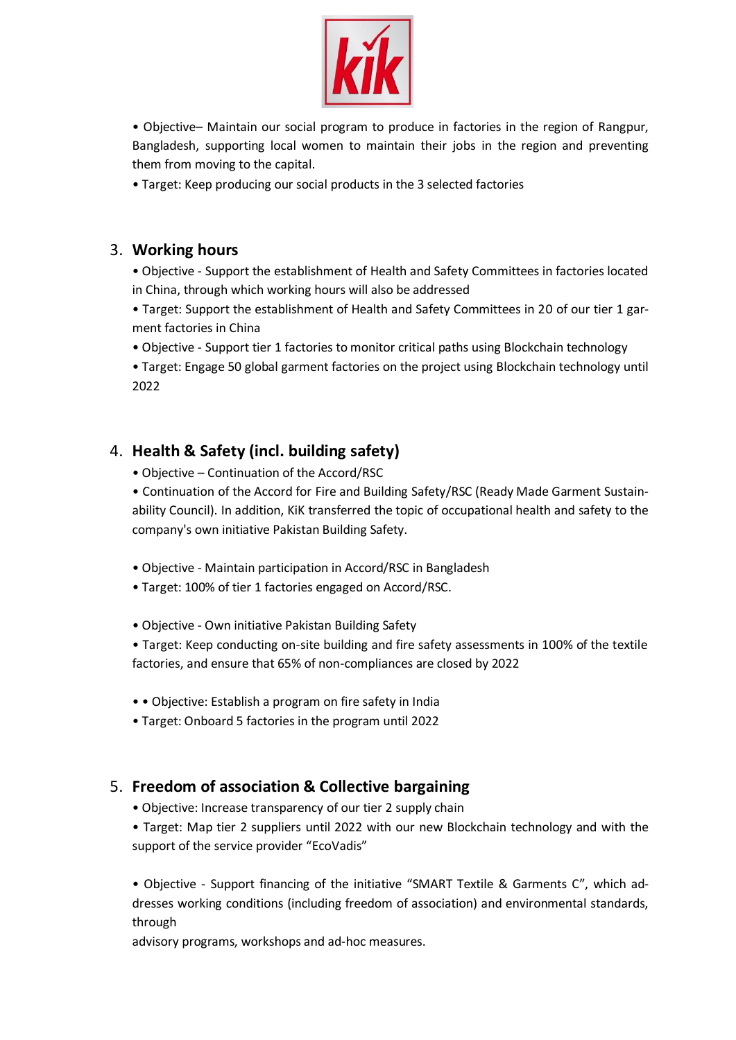• Objective– Maintain our social program to produce in factories in the region of Rangpur, Bangladesh, supporting local women to maintain their jobs in the region and preventing them from moving to the capital.

• Target: Keep producing our social products in the 3 selected factories

## 3. Working hours

• Objective - Support the establishment of Health and Safety Committees in factories located in China, through which working hours will also be addressed

• Target: Support the establishment of Health and Safety Committees in 20 of our tier 1 garment factories in China

• Objective - Support tier 1 factories to monitor critical paths using Blockchain technology

• Target: Engage 50 global garment factories on the project using Blockchain technology until 2022

## 4. Health & Safety (incl. building safety)

• Objective – Continuation of the Accord/RSC

• Continuation of the Accord for Fire and Building Safety/RSC (Ready Made Garment Sustainability Council). In addition, KiK transferred the topic of occupational health and safety to the company's own initiative Pakistan Building Safety.

• Objective - Maintain participation in Accord/RSC in Bangladesh

• Target: 100% of tier 1 factories engaged on Accord/RSC.

• Objective - Own initiative Pakistan Building Safety

• Target: Keep conducting on-site building and fire safety assessments in 100% of the textile factories, and ensure that 65% of non-compliances are closed by 2022

• • Objective: Establish a program on fire safety in India

• Target: Onboard 5 factories in the program until 2022

## 5. Freedom of association & Collective bargaining

• Objective: Increase transparency of our tier 2 supply chain

• Target: Map tier 2 suppliers until 2022 with our new Blockchain technology and with the support of the service provider "EcoVadis"

• Objective - Support financing of the initiative "SMART Textile & Garments C", which addresses working conditions (including freedom of association) and environmental standards, through
advisory programs, workshops and ad-hoc measures.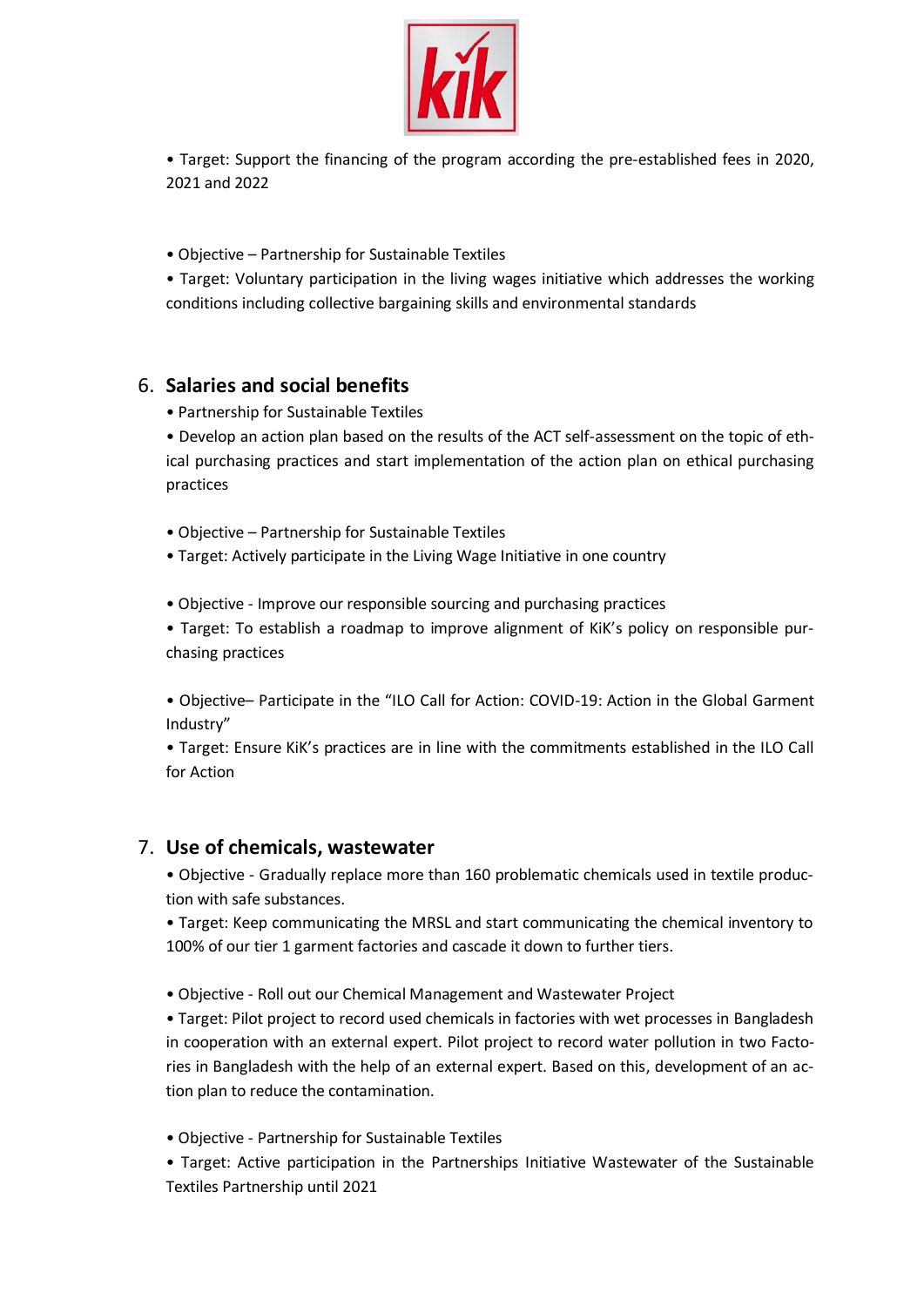• Target: Support the financing of the program according the pre-established fees in 2020, 2021 and 2022

• Objective – Partnership for Sustainable Textiles

• Target: Voluntary participation in the living wages initiative which addresses the working conditions including collective bargaining skills and environmental standards

## 6. Salaries and social benefits

• Partnership for Sustainable Textiles

• Develop an action plan based on the results of the ACT self-assessment on the topic of ethical purchasing practices and start implementation of the action plan on ethical purchasing practices

• Objective – Partnership for Sustainable Textiles

• Target: Actively participate in the Living Wage Initiative in one country

• Objective - Improve our responsible sourcing and purchasing practices

• Target: To establish a roadmap to improve alignment of KiK's policy on responsible purchasing practices

• Objective– Participate in the "ILO Call for Action: COVID-19: Action in the Global Garment Industry"

• Target: Ensure KiK's practices are in line with the commitments established in the ILO Call for Action

## 7. Use of chemicals, wastewater

• Objective - Gradually replace more than 160 problematic chemicals used in textile production with safe substances.

• Target: Keep communicating the MRSL and start communicating the chemical inventory to 100% of our tier 1 garment factories and cascade it down to further tiers.

• Objective - Roll out our Chemical Management and Wastewater Project

• Target: Pilot project to record used chemicals in factories with wet processes in Bangladesh in cooperation with an external expert. Pilot project to record water pollution in two Factories in Bangladesh with the help of an external expert. Based on this, development of an action plan to reduce the contamination.

• Objective - Partnership for Sustainable Textiles

• Target: Active participation in the Partnerships Initiative Wastewater of the Sustainable Textiles Partnership until 2021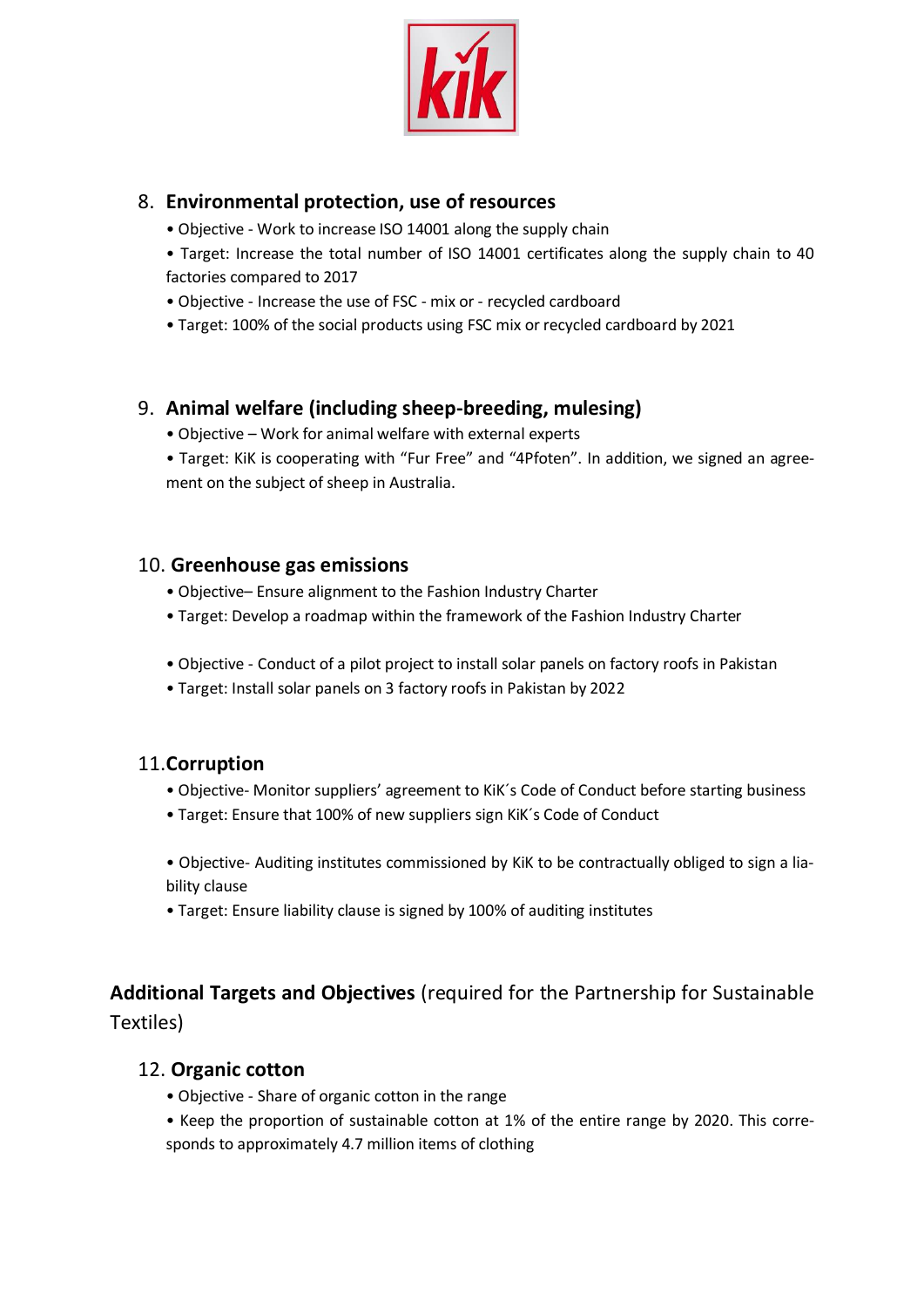## 8. Environmental protection, use of resources

- Objective - Work to increase ISO 14001 along the supply chain
- Target: Increase the total number of ISO 14001 certificates along the supply chain to 40 factories compared to 2017
- Objective - Increase the use of FSC - mix or - recycled cardboard
- Target: 100% of the social products using FSC mix or recycled cardboard by 2021

## 9. Animal welfare (including sheep-breeding, mulesing)

- Objective – Work for animal welfare with external experts
- Target: KiK is cooperating with "Fur Free" and "4Pfoten". In addition, we signed an agreement on the subject of sheep in Australia.

## 10. Greenhouse gas emissions

- Objective– Ensure alignment to the Fashion Industry Charter
- Target: Develop a roadmap within the framework of the Fashion Industry Charter

- Objective - Conduct of a pilot project to install solar panels on factory roofs in Pakistan
- Target: Install solar panels on 3 factory roofs in Pakistan by 2022

## 11. Corruption

- Objective- Monitor suppliers' agreement to KiK´s Code of Conduct before starting business
- Target: Ensure that 100% of new suppliers sign KiK´s Code of Conduct

- Objective- Auditing institutes commissioned by KiK to be contractually obliged to sign a liability clause
- Target: Ensure liability clause is signed by 100% of auditing institutes

# **Additional Targets and Objectives** (required for the Partnership for Sustainable Textiles)

## 12. Organic cotton

- Objective - Share of organic cotton in the range
- Keep the proportion of sustainable cotton at 1% of the entire range by 2020. This corresponds to approximately 4.7 million items of clothing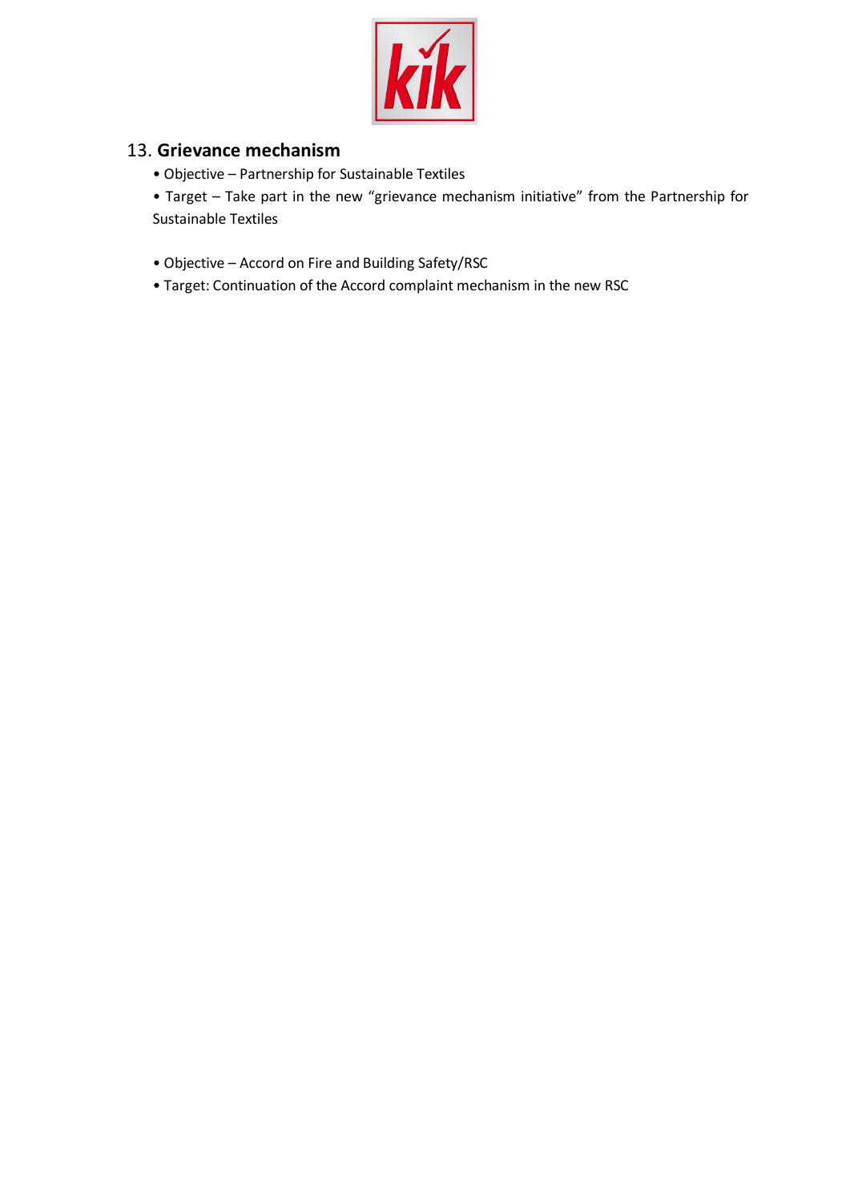## 13. **Grievance mechanism**

- Objective – Partnership for Sustainable Textiles
- Target – Take part in the new "grievance mechanism initiative" from the Partnership for Sustainable Textiles

- Objective – Accord on Fire and Building Safety/RSC
- Target: Continuation of the Accord complaint mechanism in the new RSC